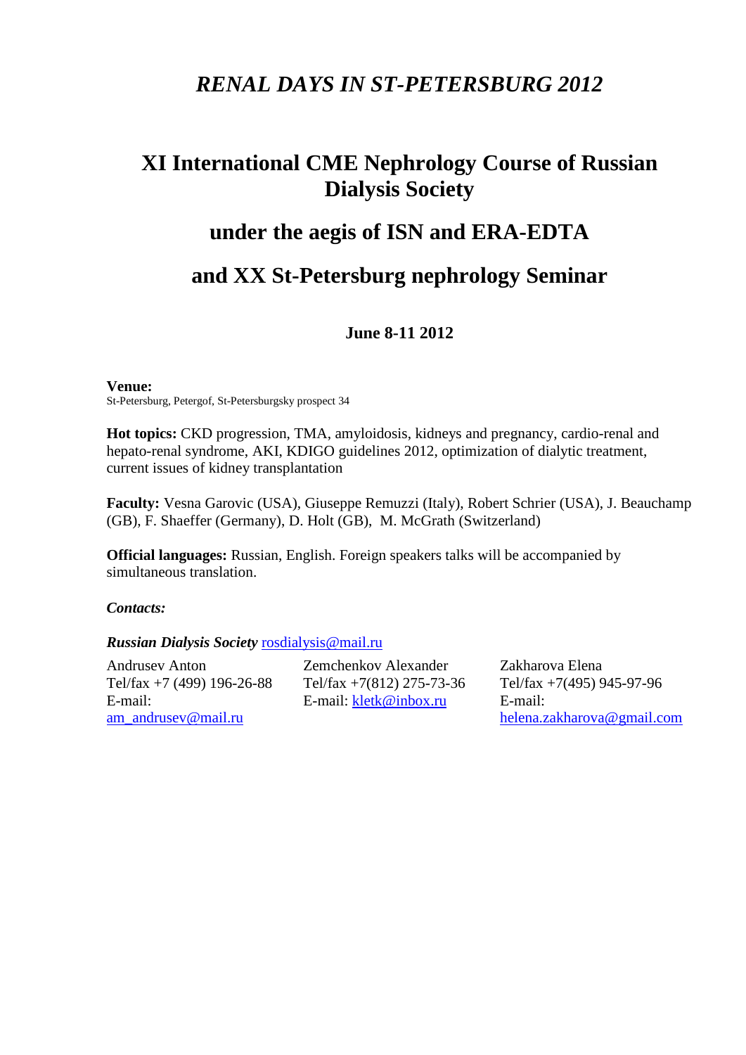# *RENAL DAYS IN ST-PETERSBURG 2012*

## XI International CME Nephrology Course of Russian Dialysis Society

## under the aegis of ISN and ERA-EDTA

## and XX St-Petersburg nephrology Seminar

**June 8-11 2012**

**Venue:**
St-Petersburg, Petergof, St-Petersburgsky prospect 34

**Hot topics:** CKD progression, TMA, amyloidosis, kidneys and pregnancy, cardio-renal and hepato-renal syndrome, AKI, KDIGO guidelines 2012, optimization of dialytic treatment, current issues of kidney transplantation

**Faculty:** Vesna Garovic (USA), Giuseppe Remuzzi (Italy), Robert Schrier (USA), J. Beauchamp (GB), F. Shaeffer (Germany), D. Holt (GB), M. McGrath (Switzerland)

**Official languages:** Russian, English. Foreign speakers talks will be accompanied by simultaneous translation.

***Contacts:***

***Russian Dialysis Society*** rosdialysis@mail.ru

Andrusev Anton
Tel/fax +7 (499) 196-26-88
E-mail:
am_andrusev@mail.ru

Zemchenkov Alexander
Tel/fax +7(812) 275-73-36
E-mail: kletk@inbox.ru

Zakharova Elena
Tel/fax +7(495) 945-97-96
E-mail:
helena.zakharova@gmail.com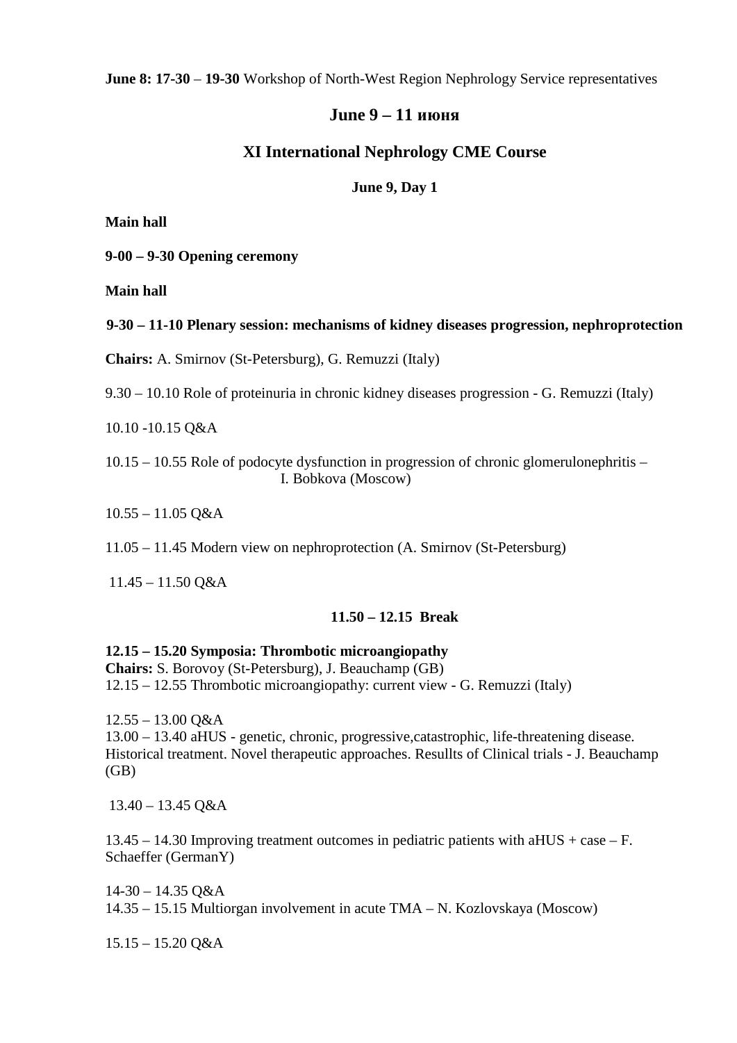**June 8: 17-30** – **19-30** Workshop of North-West Region Nephrology Service representatives

## June 9 – 11 июня

## XI International Nephrology CME Course

### June 9, Day 1

**Main hall**

**9-00 – 9-30 Opening ceremony**

**Main hall**

**9-30 – 11-10 Plenary session: mechanisms of kidney diseases progression, nephroprotection**

**Chairs:** A. Smirnov (St-Petersburg), G. Remuzzi (Italy)

9.30 – 10.10 Role of proteinuria in chronic kidney diseases progression - G. Remuzzi (Italy)

10.10 -10.15 Q&A

10.15 – 10.55 Role of podocyte dysfunction in progression of chronic glomerulonephritis – I. Bobkova (Moscow)

10.55 – 11.05 Q&A

11.05 – 11.45 Modern view on nephroprotection (A. Smirnov (St-Petersburg)

11.45 – 11.50 Q&A

**11.50 – 12.15 Break**

**12.15 – 15.20 Symposia: Thrombotic microangiopathy**
**Chairs:** S. Borovoy (St-Petersburg), J. Beauchamp (GB)
12.15 – 12.55 Thrombotic microangiopathy: current view - G. Remuzzi (Italy)

12.55 – 13.00 Q&A
13.00 – 13.40 aHUS - genetic, chronic, progressive,catastrophic, life-threatening disease. Historical treatment. Novel therapeutic approaches. Resullts of Clinical trials - J. Beauchamp (GB)

13.40 – 13.45 Q&A

13.45 – 14.30 Improving treatment outcomes in pediatric patients with aHUS + case – F. Schaeffer (GermanY)

14-30 – 14.35 Q&A
14.35 – 15.15 Multiorgan involvement in acute TMA – N. Kozlovskaya (Moscow)

15.15 – 15.20 Q&A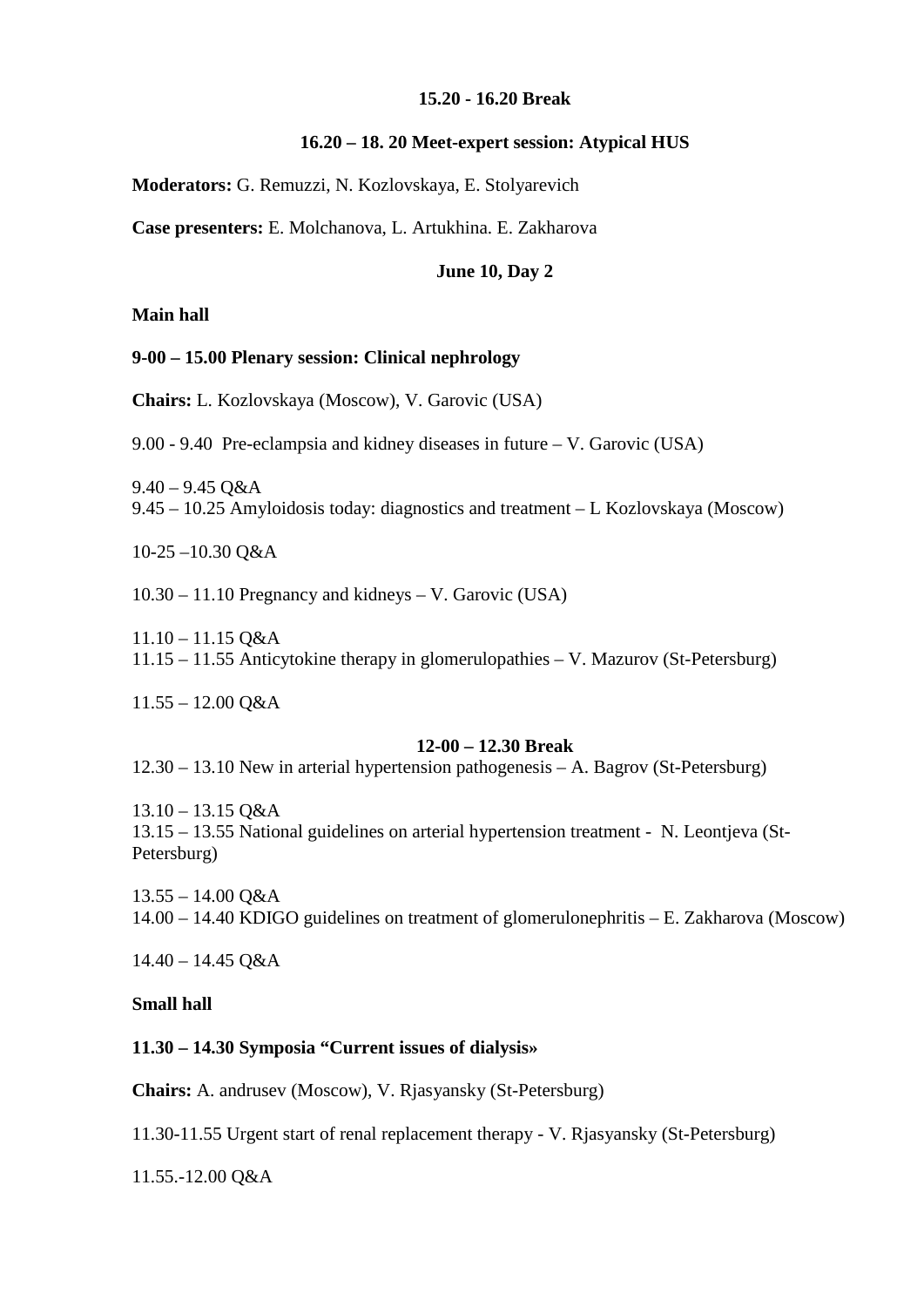**15.20 - 16.20 Break**

**16.20 – 18. 20 Meet-expert session: Atypical HUS**

**Moderators:** G. Remuzzi, N. Kozlovskaya, E. Stolyarevich

**Case presenters:** E. Molchanova, L. Artukhina. E. Zakharova

**June 10, Day 2**

**Main hall**

**9-00 – 15.00 Plenary session: Clinical nephrology**

**Chairs:** L. Kozlovskaya (Moscow), V. Garovic (USA)

9.00 - 9.40 Pre-eclampsia and kidney diseases in future – V. Garovic (USA)

9.40 – 9.45 Q&A
9.45 – 10.25 Amyloidosis today: diagnostics and treatment – L Kozlovskaya (Moscow)

10-25 –10.30 Q&A

10.30 – 11.10 Pregnancy and kidneys – V. Garovic (USA)

11.10 – 11.15 Q&A
11.15 – 11.55 Anticytokine therapy in glomerulopathies – V. Mazurov (St-Petersburg)

11.55 – 12.00 Q&A

**12-00 – 12.30 Break**
12.30 – 13.10 New in arterial hypertension pathogenesis – A. Bagrov (St-Petersburg)

13.10 – 13.15 Q&A
13.15 – 13.55 National guidelines on arterial hypertension treatment - N. Leontjeva (St-Petersburg)

13.55 – 14.00 Q&A
14.00 – 14.40 KDIGO guidelines on treatment of glomerulonephritis – E. Zakharova (Moscow)

14.40 – 14.45 Q&A

**Small hall**

**11.30 – 14.30 Symposia "Current issues of dialysis»**

**Chairs:** A. andrusev (Moscow), V. Rjasyansky (St-Petersburg)

11.30-11.55 Urgent start of renal replacement therapy - V. Rjasyansky (St-Petersburg)

11.55.-12.00 Q&A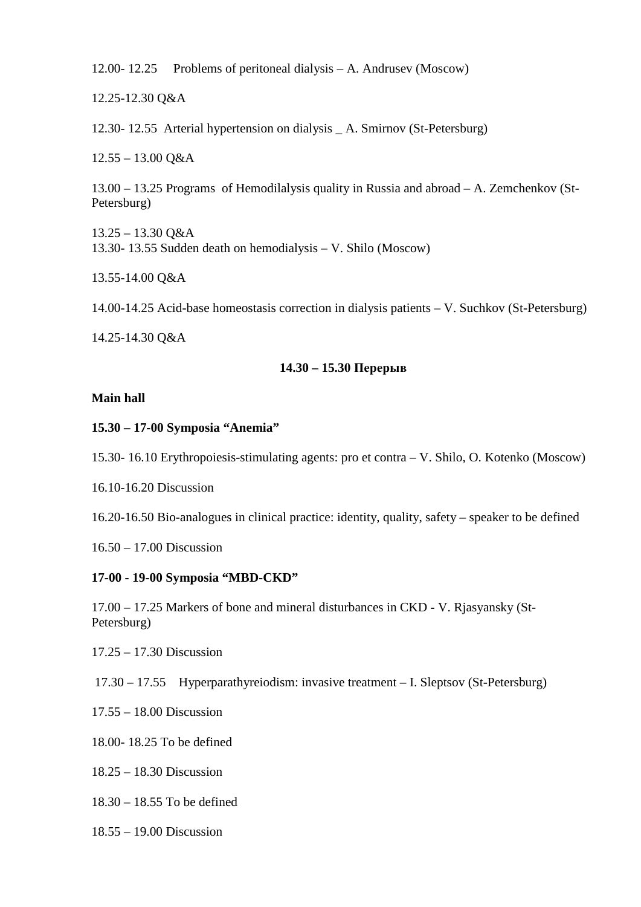12.00- 12.25 Problems of peritoneal dialysis – A. Andrusev (Moscow)

12.25-12.30 Q&A

12.30- 12.55 Arterial hypertension on dialysis _ A. Smirnov (St-Petersburg)

12.55 – 13.00 Q&A

13.00 – 13.25 Programs of Hemodilalysis quality in Russia and abroad – A. Zemchenkov (St-Petersburg)

13.25 – 13.30 Q&A
13.30- 13.55 Sudden death on hemodialysis – V. Shilo (Moscow)

13.55-14.00 Q&A

14.00-14.25 Acid-base homeostasis correction in dialysis patients – V. Suchkov (St-Petersburg)

14.25-14.30 Q&A

**14.30 – 15.30 Перерыв**

**Main hall**

**15.30 – 17-00 Symposia "Anemia"**

15.30- 16.10 Erythropoiesis-stimulating agents: pro et contra – V. Shilo, O. Kotenko (Moscow)

16.10-16.20 Discussion

16.20-16.50 Bio-analogues in clinical practice: identity, quality, safety – speaker to be defined

16.50 – 17.00 Discussion

**17-00 - 19-00 Symposia "MBD-CKD"**

17.00 – 17.25 Markers of bone and mineral disturbances in CKD - V. Rjasyansky (St-Petersburg)

17.25 – 17.30 Discussion

17.30 – 17.55 Hyperparathyreiodism: invasive treatment – I. Sleptsov (St-Petersburg)

17.55 – 18.00 Discussion

18.00- 18.25 To be defined

18.25 – 18.30 Discussion

18.30 – 18.55 To be defined

18.55 – 19.00 Discussion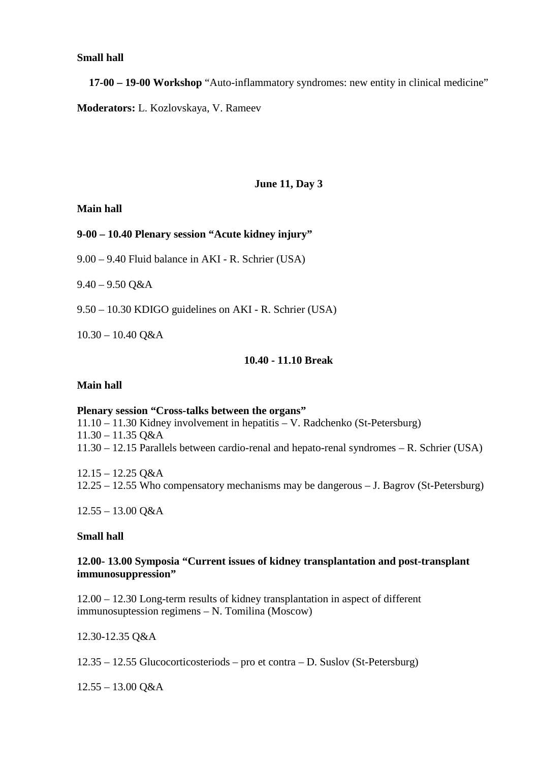**Small hall**

**17-00 – 19-00 Workshop** “Auto-inflammatory syndromes: new entity in clinical medicine”

**Moderators:** L. Kozlovskaya, V. Rameev

## June 11, Day 3

**Main hall**

**9-00 – 10.40 Plenary session “Acute kidney injury”**

9.00 – 9.40 Fluid balance in AKI - R. Schrier (USA)

9.40 – 9.50 Q&A

9.50 – 10.30 KDIGO guidelines on AKI - R. Schrier (USA)

10.30 – 10.40 Q&A

**10.40 - 11.10 Break**

**Main hall**

**Plenary session “Cross-talks between the organs”**
11.10 – 11.30 Kidney involvement in hepatitis – V. Radchenko (St-Petersburg)
11.30 – 11.35 Q&A
11.30 – 12.15 Parallels between cardio-renal and hepato-renal syndromes – R. Schrier (USA)

12.15 – 12.25 Q&A
12.25 – 12.55 Who compensatory mechanisms may be dangerous – J. Bagrov (St-Petersburg)

12.55 – 13.00 Q&A

**Small hall**

**12.00- 13.00 Symposia “Current issues of kidney transplantation and post-transplant immunosuppression”**

12.00 – 12.30 Long-term results of kidney transplantation in aspect of different immunosuptession regimens – N. Tomilina (Moscow)

12.30-12.35 Q&A

12.35 – 12.55 Glucocorticosteriods – pro et contra – D. Suslov (St-Petersburg)

12.55 – 13.00 Q&A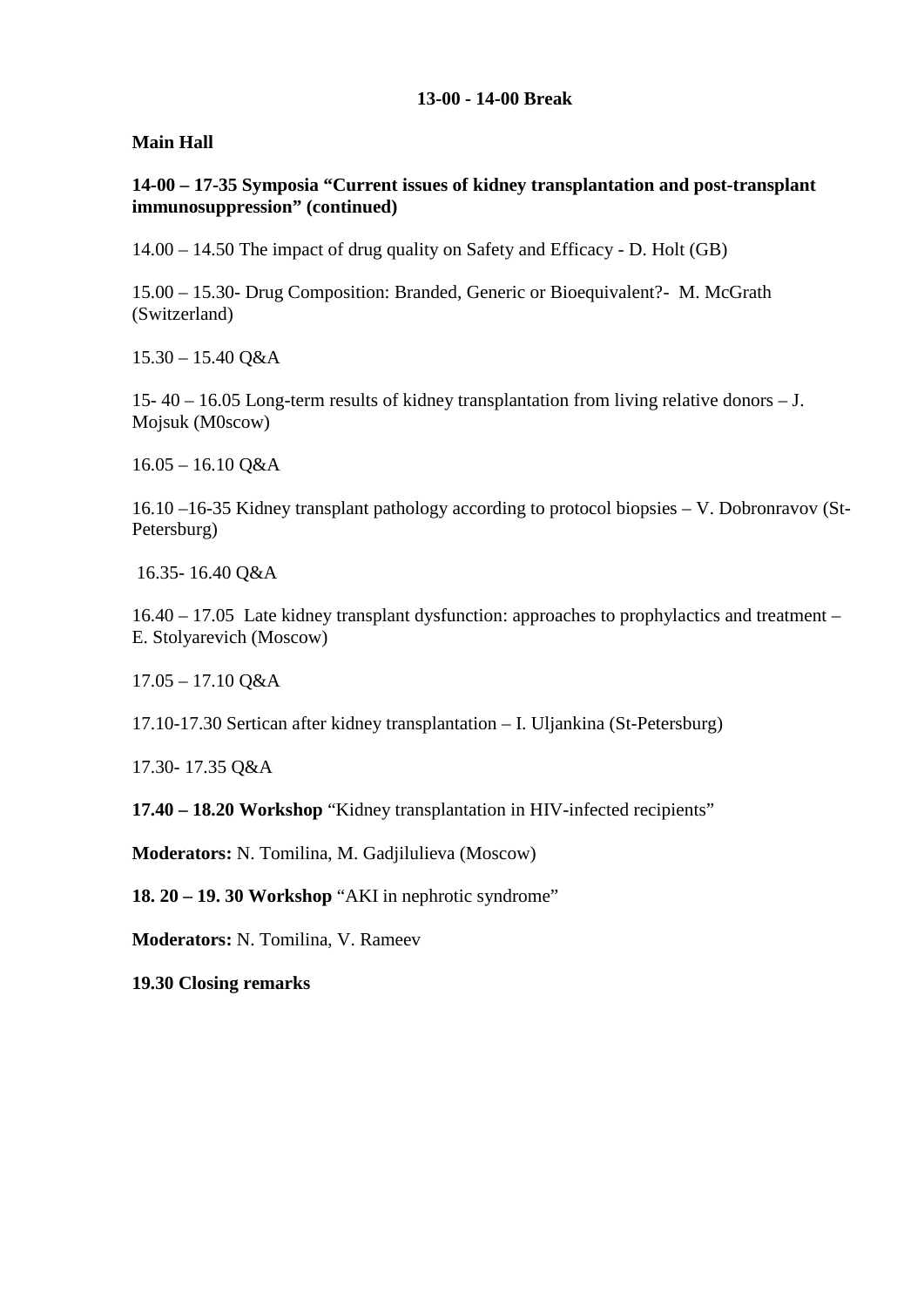**13-00 - 14-00 Break**

**Main Hall**

**14-00 – 17-35 Symposia "Current issues of kidney transplantation and post-transplant immunosuppression" (continued)**

14.00 – 14.50 The impact of drug quality on Safety and Efficacy - D. Holt (GB)

15.00 – 15.30- Drug Composition: Branded, Generic or Bioequivalent?- M. McGrath (Switzerland)

15.30 – 15.40 Q&A

15- 40 – 16.05 Long-term results of kidney transplantation from living relative donors – J. Mojsuk (M0scow)

16.05 – 16.10 Q&A

16.10 –16-35 Kidney transplant pathology according to protocol biopsies – V. Dobronravov (St-Petersburg)

16.35- 16.40 Q&A

16.40 – 17.05 Late kidney transplant dysfunction: approaches to prophylactics and treatment – E. Stolyarevich (Moscow)

17.05 – 17.10 Q&A

17.10-17.30 Sertican after kidney transplantation – I. Uljankina (St-Petersburg)

17.30- 17.35 Q&A

**17.40 – 18.20 Workshop** "Kidney transplantation in HIV-infected recipients"

**Moderators:** N. Tomilina, M. Gadjilulieva (Moscow)

**18. 20 – 19. 30 Workshop** "AKI in nephrotic syndrome"

**Moderators:** N. Tomilina, V. Rameev

**19.30 Closing remarks**